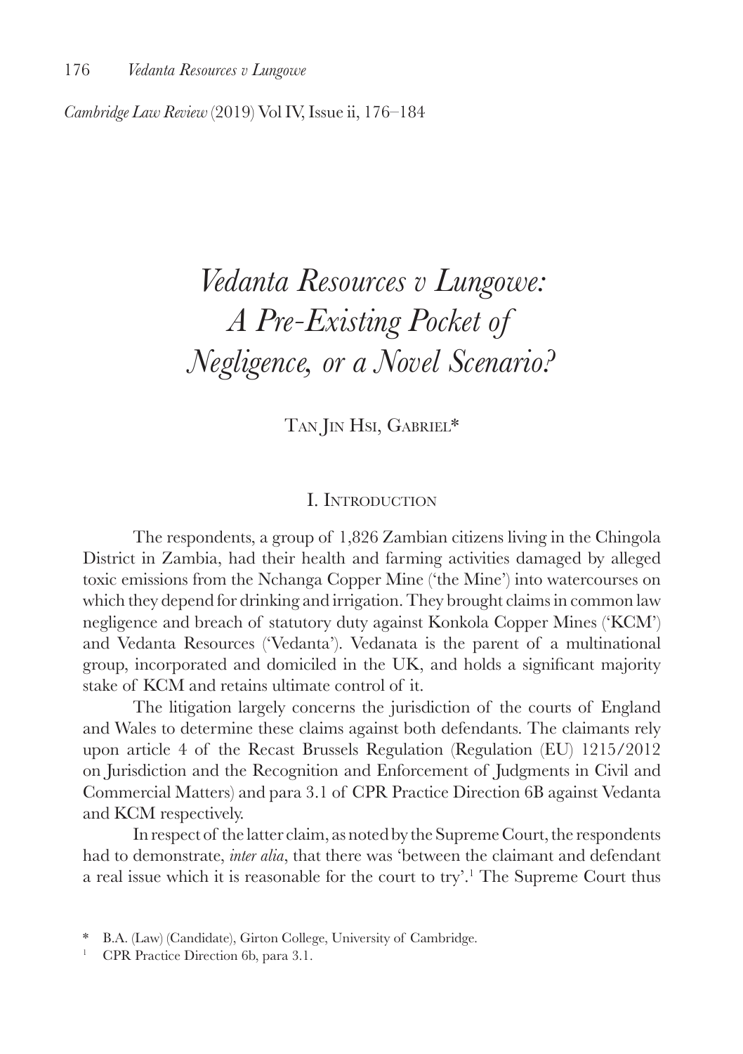# *Vedanta Resources v Lungowe: A Pre-Existing Pocket of Negligence, or a Novel Scenario?*

Tan Jin Hsi, Gabriel*

## I. Introduction

The respondents, a group of 1,826 Zambian citizens living in the Chingola District in Zambia, had their health and farming activities damaged by alleged toxic emissions from the Nchanga Copper Mine ('the Mine') into watercourses on which they depend for drinking and irrigation. They brought claims in common law negligence and breach of statutory duty against Konkola Copper Mines ('KCM') and Vedanta Resources ('Vedanta'). Vedanata is the parent of a multinational group, incorporated and domiciled in the UK, and holds a significant majority stake of KCM and retains ultimate control of it.

The litigation largely concerns the jurisdiction of the courts of England and Wales to determine these claims against both defendants. The claimants rely upon article 4 of the Recast Brussels Regulation (Regulation (EU) 1215/2012 on Jurisdiction and the Recognition and Enforcement of Judgments in Civil and Commercial Matters) and para 3.1 of CPR Practice Direction 6B against Vedanta and KCM respectively.

In respect of the latter claim, as noted by the Supreme Court, the respondents had to demonstrate, *inter alia*, that there was 'between the claimant and defendant a real issue which it is reasonable for the court to try'.[1] The Supreme Court thus

\* B.A. (Law) (Candidate), Girton College, University of Cambridge.

[1] CPR Practice Direction 6b, para 3.1.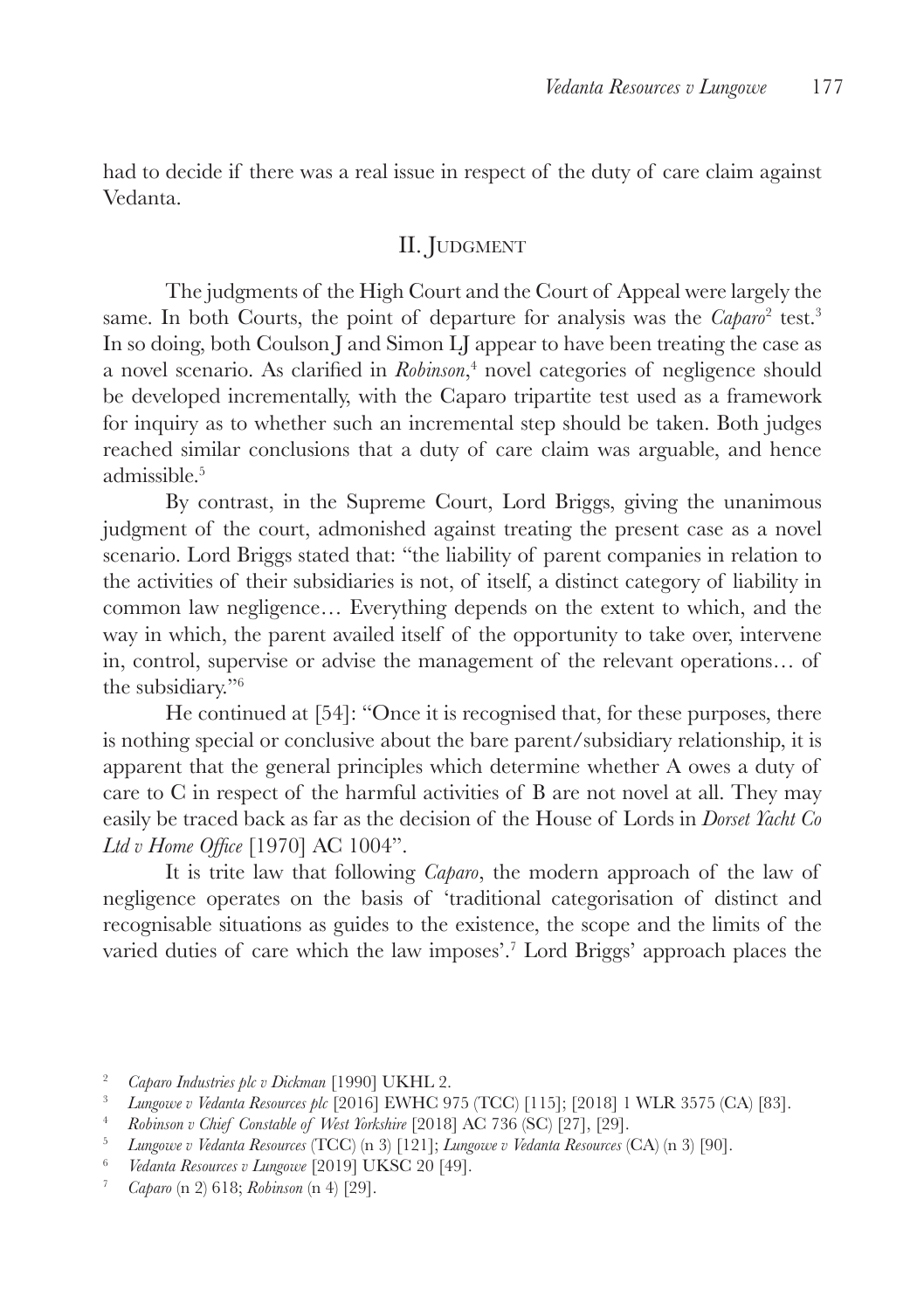had to decide if there was a real issue in respect of the duty of care claim against Vedanta.

## II. Judgment

The judgments of the High Court and the Court of Appeal were largely the same. In both Courts, the point of departure for analysis was the *Caparo*[2] test.[3] In so doing, both Coulson J and Simon LJ appear to have been treating the case as a novel scenario. As clarified in *Robinson*,[4] novel categories of negligence should be developed incrementally, with the Caparo tripartite test used as a framework for inquiry as to whether such an incremental step should be taken. Both judges reached similar conclusions that a duty of care claim was arguable, and hence admissible.[5]

By contrast, in the Supreme Court, Lord Briggs, giving the unanimous judgment of the court, admonished against treating the present case as a novel scenario. Lord Briggs stated that: "the liability of parent companies in relation to the activities of their subsidiaries is not, of itself, a distinct category of liability in common law negligence… Everything depends on the extent to which, and the way in which, the parent availed itself of the opportunity to take over, intervene in, control, supervise or advise the management of the relevant operations… of the subsidiary."[6]

He continued at [54]: "Once it is recognised that, for these purposes, there is nothing special or conclusive about the bare parent/subsidiary relationship, it is apparent that the general principles which determine whether A owes a duty of care to C in respect of the harmful activities of B are not novel at all. They may easily be traced back as far as the decision of the House of Lords in *Dorset Yacht Co Ltd v Home Office* [1970] AC 1004".

It is trite law that following *Caparo*, the modern approach of the law of negligence operates on the basis of 'traditional categorisation of distinct and recognisable situations as guides to the existence, the scope and the limits of the varied duties of care which the law imposes'.[7] Lord Briggs' approach places the

---

[2] *Caparo Industries plc v Dickman* [1990] UKHL 2.

[3] *Lungowe v Vedanta Resources plc* [2016] EWHC 975 (TCC) [115]; [2018] 1 WLR 3575 (CA) [83].

[4] *Robinson v Chief Constable of West Yorkshire* [2018] AC 736 (SC) [27], [29].

[5] *Lungowe v Vedanta Resources* (TCC) (n 3) [121]; *Lungowe v Vedanta Resources* (CA) (n 3) [90].

[6] *Vedanta Resources v Lungowe* [2019] UKSC 20 [49].

[7] *Caparo* (n 2) 618; *Robinson* (n 4) [29].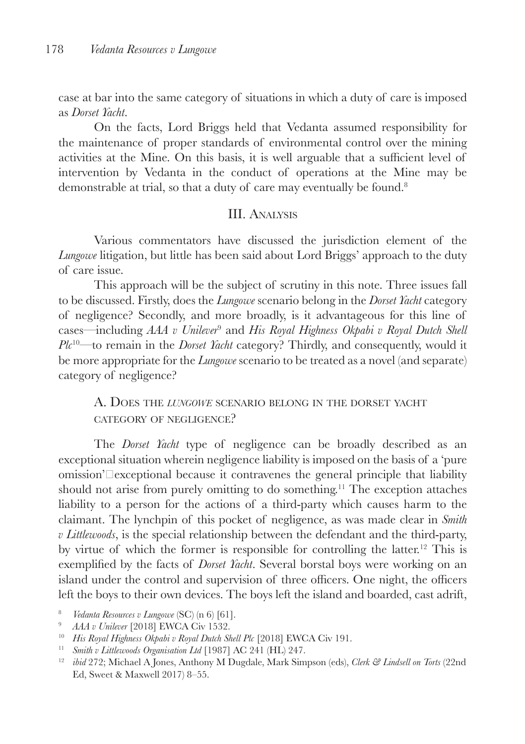case at bar into the same category of situations in which a duty of care is imposed as *Dorset Yacht*.

On the facts, Lord Briggs held that Vedanta assumed responsibility for the maintenance of proper standards of environmental control over the mining activities at the Mine. On this basis, it is well arguable that a sufficient level of intervention by Vedanta in the conduct of operations at the Mine may be demonstrable at trial, so that a duty of care may eventually be found.[8]

## III. Analysis

Various commentators have discussed the jurisdiction element of the *Lungowe* litigation, but little has been said about Lord Briggs' approach to the duty of care issue.

This approach will be the subject of scrutiny in this note. Three issues fall to be discussed. Firstly, does the *Lungowe* scenario belong in the *Dorset Yacht* category of negligence? Secondly, and more broadly, is it advantageous for this line of cases—including *AAA v Unilever*[9] and *His Royal Highness Okpabi v Royal Dutch Shell Plc*[10]—to remain in the *Dorset Yacht* category? Thirdly, and consequently, would it be more appropriate for the *Lungowe* scenario to be treated as a novel (and separate) category of negligence?

### A. Does the *Lungowe* scenario belong in the Dorset Yacht category of negligence?

The *Dorset Yacht* type of negligence can be broadly described as an exceptional situation wherein negligence liability is imposed on the basis of a 'pure omission'—exceptional because it contravenes the general principle that liability should not arise from purely omitting to do something.[11] The exception attaches liability to a person for the actions of a third-party which causes harm to the claimant. The lynchpin of this pocket of negligence, as was made clear in *Smith v Littlewoods*, is the special relationship between the defendant and the third-party, by virtue of which the former is responsible for controlling the latter.[12] This is exemplified by the facts of *Dorset Yacht*. Several borstal boys were working on an island under the control and supervision of three officers. One night, the officers left the boys to their own devices. The boys left the island and boarded, cast adrift,

---

[8] *Vedanta Resources v Lungowe* (SC) (n 6) [61].

[9] *AAA v Unilever* [2018] EWCA Civ 1532.

[10] *His Royal Highness Okpabi v Royal Dutch Shell Plc* [2018] EWCA Civ 191.

[11] *Smith v Littlewoods Organisation Ltd* [1987] AC 241 (HL) 247.

[12] *ibid* 272; Michael A Jones, Anthony M Dugdale, Mark Simpson (eds), *Clerk & Lindsell on Torts* (22nd Ed, Sweet & Maxwell 2017) 8–55.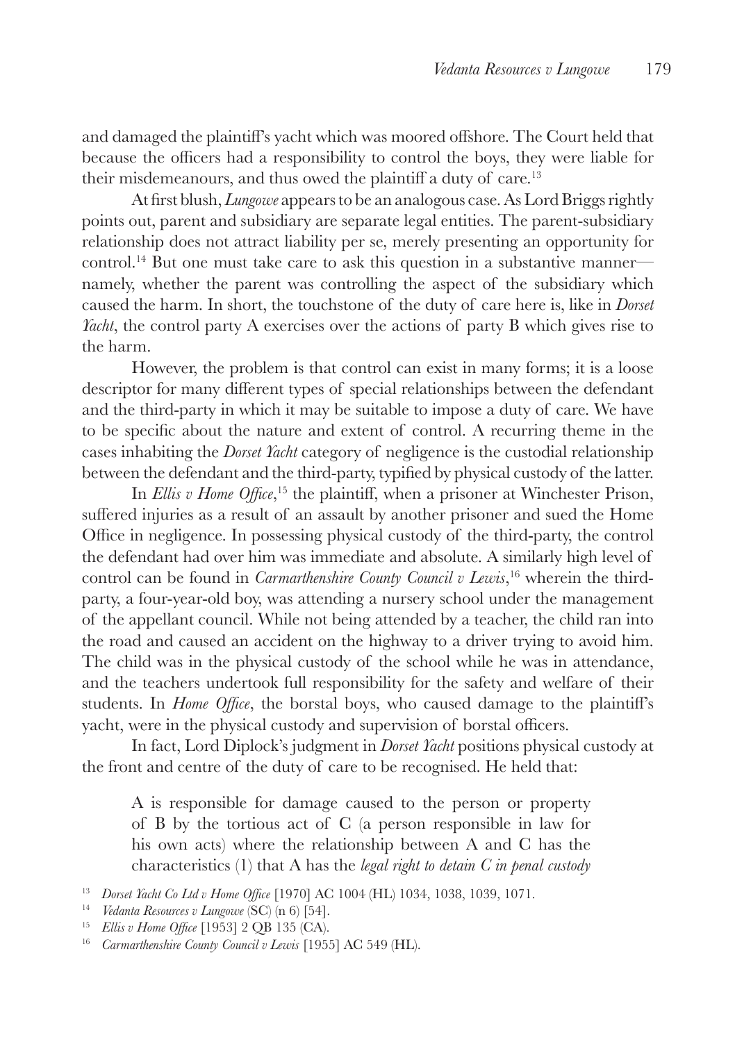and damaged the plaintiff's yacht which was moored offshore. The Court held that because the officers had a responsibility to control the boys, they were liable for their misdemeanours, and thus owed the plaintiff a duty of care.[13]

At first blush, *Lungowe* appears to be an analogous case. As Lord Briggs rightly points out, parent and subsidiary are separate legal entities. The parent-subsidiary relationship does not attract liability per se, merely presenting an opportunity for control.[14] But one must take care to ask this question in a substantive manner—namely, whether the parent was controlling the aspect of the subsidiary which caused the harm. In short, the touchstone of the duty of care here is, like in *Dorset Yacht*, the control party A exercises over the actions of party B which gives rise to the harm.

However, the problem is that control can exist in many forms; it is a loose descriptor for many different types of special relationships between the defendant and the third-party in which it may be suitable to impose a duty of care. We have to be specific about the nature and extent of control. A recurring theme in the cases inhabiting the *Dorset Yacht* category of negligence is the custodial relationship between the defendant and the third-party, typified by physical custody of the latter.

In *Ellis v Home Office*,[15] the plaintiff, when a prisoner at Winchester Prison, suffered injuries as a result of an assault by another prisoner and sued the Home Office in negligence. In possessing physical custody of the third-party, the control the defendant had over him was immediate and absolute. A similarly high level of control can be found in *Carmarthenshire County Council v Lewis*,[16] wherein the third-party, a four-year-old boy, was attending a nursery school under the management of the appellant council. While not being attended by a teacher, the child ran into the road and caused an accident on the highway to a driver trying to avoid him. The child was in the physical custody of the school while he was in attendance, and the teachers undertook full responsibility for the safety and welfare of their students. In *Home Office*, the borstal boys, who caused damage to the plaintiff's yacht, were in the physical custody and supervision of borstal officers.

In fact, Lord Diplock's judgment in *Dorset Yacht* positions physical custody at the front and centre of the duty of care to be recognised. He held that:

> A is responsible for damage caused to the person or property of B by the tortious act of C (a person responsible in law for his own acts) where the relationship between A and C has the characteristics (1) that A has the *legal right to detain C in penal custody*

---

[13] *Dorset Yacht Co Ltd v Home Office* [1970] AC 1004 (HL) 1034, 1038, 1039, 1071.

[14] *Vedanta Resources v Lungowe* (SC) (n 6) [54].

[15] *Ellis v Home Office* [1953] 2 QB 135 (CA).

[16] *Carmarthenshire County Council v Lewis* [1955] AC 549 (HL).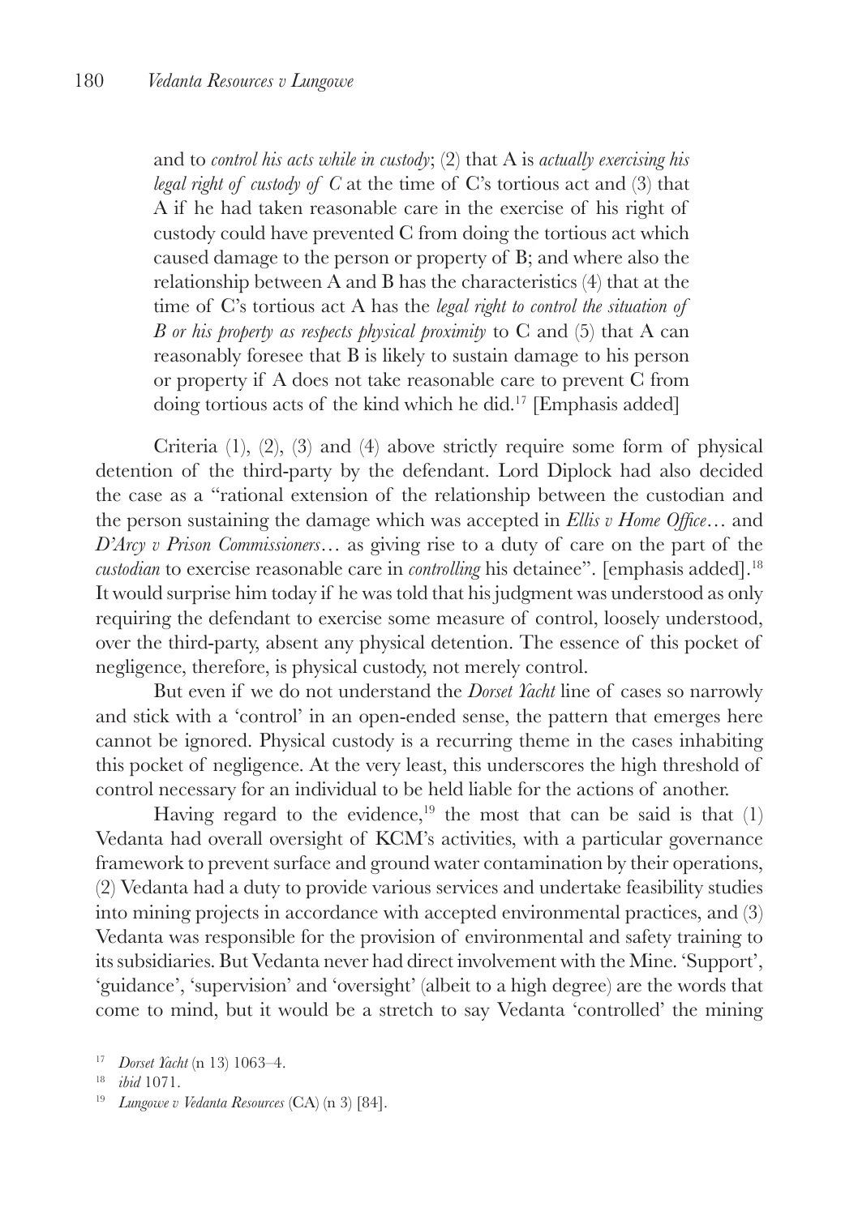and to *control his acts while in custody*; (2) that A is *actually exercising his legal right of custody of C* at the time of C's tortious act and (3) that A if he had taken reasonable care in the exercise of his right of custody could have prevented C from doing the tortious act which caused damage to the person or property of B; and where also the relationship between A and B has the characteristics (4) that at the time of C's tortious act A has the *legal right to control the situation of B or his property as respects physical proximity* to C and (5) that A can reasonably foresee that B is likely to sustain damage to his person or property if A does not take reasonable care to prevent C from doing tortious acts of the kind which he did.[17] [Emphasis added]

Criteria (1), (2), (3) and (4) above strictly require some form of physical detention of the third-party by the defendant. Lord Diplock had also decided the case as a "rational extension of the relationship between the custodian and the person sustaining the damage which was accepted in *Ellis v Home Office*… and *D'Arcy v Prison Commissioners*… as giving rise to a duty of care on the part of the *custodian* to exercise reasonable care in *controlling* his detainee". [emphasis added].[18] It would surprise him today if he was told that his judgment was understood as only requiring the defendant to exercise some measure of control, loosely understood, over the third-party, absent any physical detention. The essence of this pocket of negligence, therefore, is physical custody, not merely control.

But even if we do not understand the *Dorset Yacht* line of cases so narrowly and stick with a 'control' in an open-ended sense, the pattern that emerges here cannot be ignored. Physical custody is a recurring theme in the cases inhabiting this pocket of negligence. At the very least, this underscores the high threshold of control necessary for an individual to be held liable for the actions of another.

Having regard to the evidence,[19] the most that can be said is that (1) Vedanta had overall oversight of KCM's activities, with a particular governance framework to prevent surface and ground water contamination by their operations, (2) Vedanta had a duty to provide various services and undertake feasibility studies into mining projects in accordance with accepted environmental practices, and (3) Vedanta was responsible for the provision of environmental and safety training to its subsidiaries. But Vedanta never had direct involvement with the Mine. 'Support', 'guidance', 'supervision' and 'oversight' (albeit to a high degree) are the words that come to mind, but it would be a stretch to say Vedanta 'controlled' the mining

[17] *Dorset Yacht* (n 13) 1063–4.

[18] *ibid* 1071.

[19] *Lungowe v Vedanta Resources* (CA) (n 3) [84].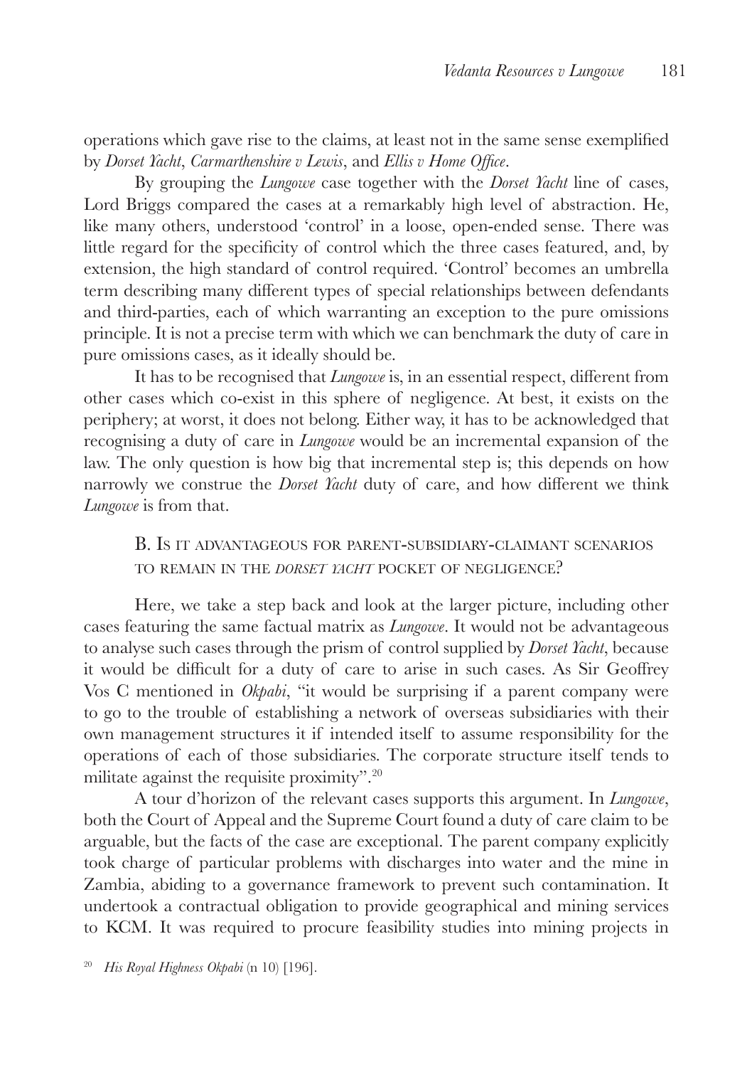operations which gave rise to the claims, at least not in the same sense exemplified by *Dorset Yacht*, *Carmarthenshire v Lewis*, and *Ellis v Home Office*.

By grouping the *Lungowe* case together with the *Dorset Yacht* line of cases, Lord Briggs compared the cases at a remarkably high level of abstraction. He, like many others, understood 'control' in a loose, open-ended sense. There was little regard for the specificity of control which the three cases featured, and, by extension, the high standard of control required. 'Control' becomes an umbrella term describing many different types of special relationships between defendants and third-parties, each of which warranting an exception to the pure omissions principle. It is not a precise term with which we can benchmark the duty of care in pure omissions cases, as it ideally should be.

It has to be recognised that *Lungowe* is, in an essential respect, different from other cases which co-exist in this sphere of negligence. At best, it exists on the periphery; at worst, it does not belong. Either way, it has to be acknowledged that recognising a duty of care in *Lungowe* would be an incremental expansion of the law. The only question is how big that incremental step is; this depends on how narrowly we construe the *Dorset Yacht* duty of care, and how different we think *Lungowe* is from that.

### B. Is it advantageous for parent-subsidiary-claimant scenarios to remain in the *Dorset Yacht* pocket of negligence?

Here, we take a step back and look at the larger picture, including other cases featuring the same factual matrix as *Lungowe*. It would not be advantageous to analyse such cases through the prism of control supplied by *Dorset Yacht*, because it would be difficult for a duty of care to arise in such cases. As Sir Geoffrey Vos C mentioned in *Okpabi*, "it would be surprising if a parent company were to go to the trouble of establishing a network of overseas subsidiaries with their own management structures it if intended itself to assume responsibility for the operations of each of those subsidiaries. The corporate structure itself tends to militate against the requisite proximity".[20]

A tour d'horizon of the relevant cases supports this argument. In *Lungowe*, both the Court of Appeal and the Supreme Court found a duty of care claim to be arguable, but the facts of the case are exceptional. The parent company explicitly took charge of particular problems with discharges into water and the mine in Zambia, abiding to a governance framework to prevent such contamination. It undertook a contractual obligation to provide geographical and mining services to KCM. It was required to procure feasibility studies into mining projects in

[20] *His Royal Highness Okpabi* (n 10) [196].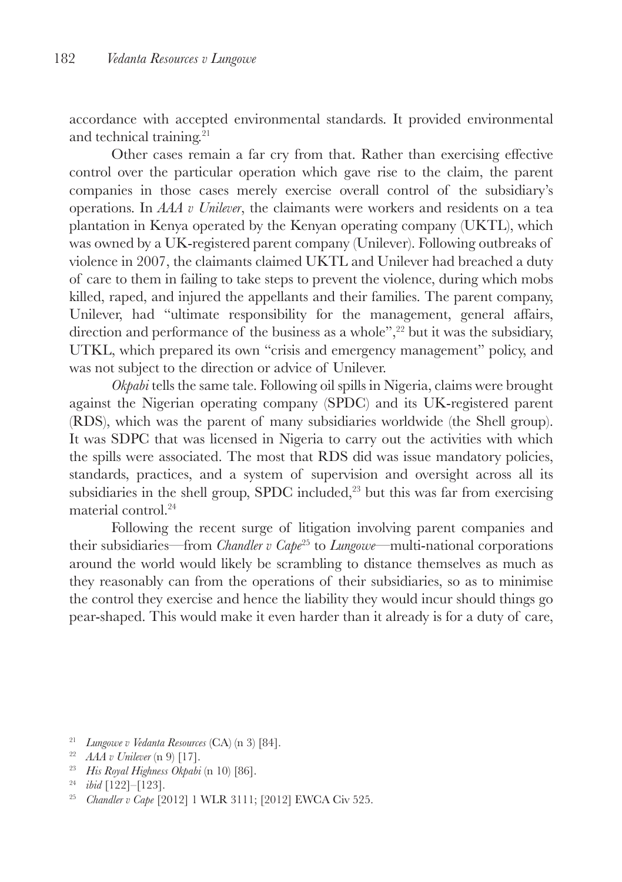accordance with accepted environmental standards. It provided environmental and technical training.[21]

Other cases remain a far cry from that. Rather than exercising effective control over the particular operation which gave rise to the claim, the parent companies in those cases merely exercise overall control of the subsidiary's operations. In *AAA v Unilever*, the claimants were workers and residents on a tea plantation in Kenya operated by the Kenyan operating company (UKTL), which was owned by a UK-registered parent company (Unilever). Following outbreaks of violence in 2007, the claimants claimed UKTL and Unilever had breached a duty of care to them in failing to take steps to prevent the violence, during which mobs killed, raped, and injured the appellants and their families. The parent company, Unilever, had "ultimate responsibility for the management, general affairs, direction and performance of the business as a whole",[22] but it was the subsidiary, UTKL, which prepared its own "crisis and emergency management" policy, and was not subject to the direction or advice of Unilever.

*Okpabi* tells the same tale. Following oil spills in Nigeria, claims were brought against the Nigerian operating company (SPDC) and its UK-registered parent (RDS), which was the parent of many subsidiaries worldwide (the Shell group). It was SDPC that was licensed in Nigeria to carry out the activities with which the spills were associated. The most that RDS did was issue mandatory policies, standards, practices, and a system of supervision and oversight across all its subsidiaries in the shell group, SPDC included,[23] but this was far from exercising material control.[24]

Following the recent surge of litigation involving parent companies and their subsidiaries—from *Chandler v Cape*[25] to *Lungowe*—multi-national corporations around the world would likely be scrambling to distance themselves as much as they reasonably can from the operations of their subsidiaries, so as to minimise the control they exercise and hence the liability they would incur should things go pear-shaped. This would make it even harder than it already is for a duty of care,

[21] *Lungowe v Vedanta Resources* (CA) (n 3) [84].

[22] *AAA v Unilever* (n 9) [17].

[23] *His Royal Highness Okpabi* (n 10) [86].

[24] *ibid* [122]–[123].

[25] *Chandler v Cape* [2012] 1 WLR 3111; [2012] EWCA Civ 525.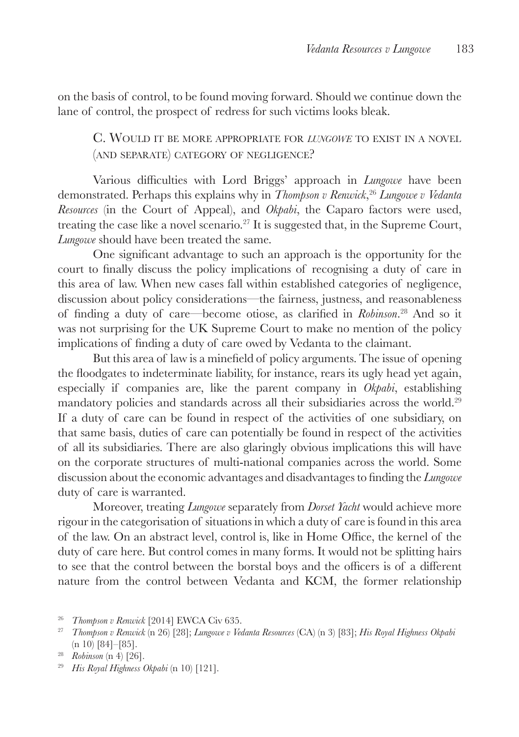on the basis of control, to be found moving forward. Should we continue down the lane of control, the prospect of redress for such victims looks bleak.

### C. Would it be more appropriate for *Lungowe* to exist in a novel (and separate) category of negligence?

Various difficulties with Lord Briggs' approach in *Lungowe* have been demonstrated. Perhaps this explains why in *Thompson v Renwick*,[26] *Lungowe v Vedanta Resources* (in the Court of Appeal), and *Okpabi*, the Caparo factors were used, treating the case like a novel scenario.[27] It is suggested that, in the Supreme Court, *Lungowe* should have been treated the same.

One significant advantage to such an approach is the opportunity for the court to finally discuss the policy implications of recognising a duty of care in this area of law. When new cases fall within established categories of negligence, discussion about policy considerations—the fairness, justness, and reasonableness of finding a duty of care—become otiose, as clarified in *Robinson*.[28] And so it was not surprising for the UK Supreme Court to make no mention of the policy implications of finding a duty of care owed by Vedanta to the claimant.

But this area of law is a minefield of policy arguments. The issue of opening the floodgates to indeterminate liability, for instance, rears its ugly head yet again, especially if companies are, like the parent company in *Okpabi*, establishing mandatory policies and standards across all their subsidiaries across the world.[29] If a duty of care can be found in respect of the activities of one subsidiary, on that same basis, duties of care can potentially be found in respect of the activities of all its subsidiaries. There are also glaringly obvious implications this will have on the corporate structures of multi-national companies across the world. Some discussion about the economic advantages and disadvantages to finding the *Lungowe* duty of care is warranted.

Moreover, treating *Lungowe* separately from *Dorset Yacht* would achieve more rigour in the categorisation of situations in which a duty of care is found in this area of the law. On an abstract level, control is, like in Home Office, the kernel of the duty of care here. But control comes in many forms. It would not be splitting hairs to see that the control between the borstal boys and the officers is of a different nature from the control between Vedanta and KCM, the former relationship

---

[26] *Thompson v Renwick* [2014] EWCA Civ 635.

[27] *Thompson v Renwick* (n 26) [28]; *Lungowe v Vedanta Resources* (CA) (n 3) [83]; *His Royal Highness Okpabi* (n 10) [84]–[85].

[28] *Robinson* (n 4) [26].

[29] *His Royal Highness Okpabi* (n 10) [121].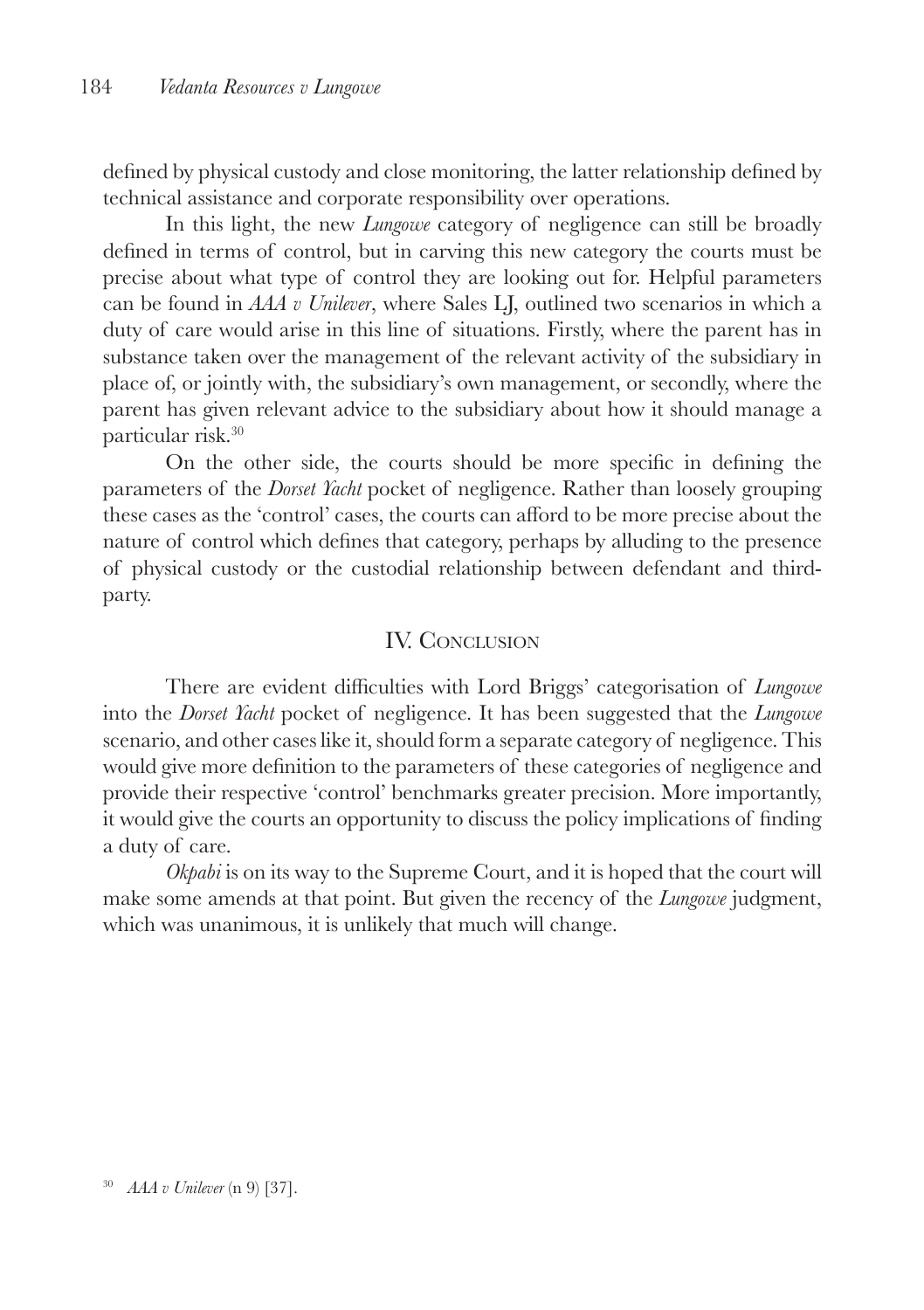defined by physical custody and close monitoring, the latter relationship defined by technical assistance and corporate responsibility over operations.

In this light, the new *Lungowe* category of negligence can still be broadly defined in terms of control, but in carving this new category the courts must be precise about what type of control they are looking out for. Helpful parameters can be found in *AAA v Unilever*, where Sales LJ, outlined two scenarios in which a duty of care would arise in this line of situations. Firstly, where the parent has in substance taken over the management of the relevant activity of the subsidiary in place of, or jointly with, the subsidiary's own management, or secondly, where the parent has given relevant advice to the subsidiary about how it should manage a particular risk.[30]

On the other side, the courts should be more specific in defining the parameters of the *Dorset Yacht* pocket of negligence. Rather than loosely grouping these cases as the 'control' cases, the courts can afford to be more precise about the nature of control which defines that category, perhaps by alluding to the presence of physical custody or the custodial relationship between defendant and third-party.

## IV. Conclusion

There are evident difficulties with Lord Briggs' categorisation of *Lungowe* into the *Dorset Yacht* pocket of negligence. It has been suggested that the *Lungowe* scenario, and other cases like it, should form a separate category of negligence. This would give more definition to the parameters of these categories of negligence and provide their respective 'control' benchmarks greater precision. More importantly, it would give the courts an opportunity to discuss the policy implications of finding a duty of care.

*Okpabi* is on its way to the Supreme Court, and it is hoped that the court will make some amends at that point. But given the recency of the *Lungowe* judgment, which was unanimous, it is unlikely that much will change.

[30] *AAA v Unilever* (n 9) [37].